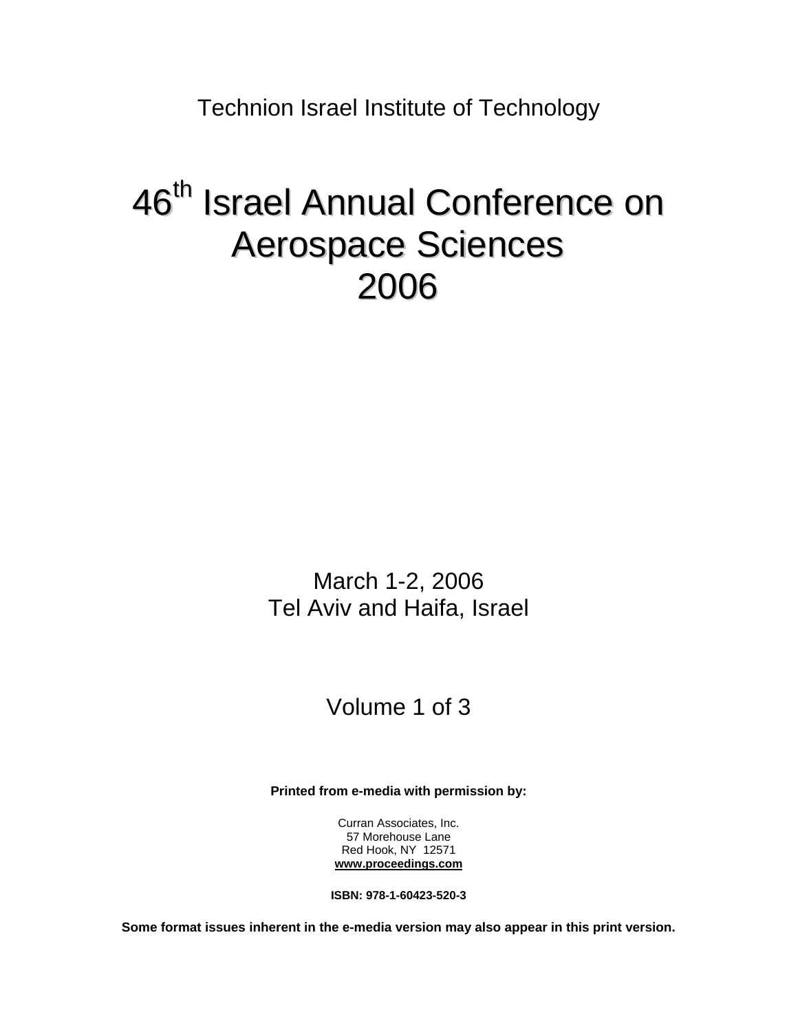Technion Israel Institute of Technology

# 46th Israel Annual Conference on Aerospace Sciences 2006

March 1-2, 2006
Tel Aviv and Haifa, Israel

Volume 1 of 3

**Printed from e-media with permission by:**

Curran Associates, Inc.
57 Morehouse Lane
Red Hook, NY 12571
**www.proceedings.com**

**ISBN: 978-1-60423-520-3**

**Some format issues inherent in the e-media version may also appear in this print version.**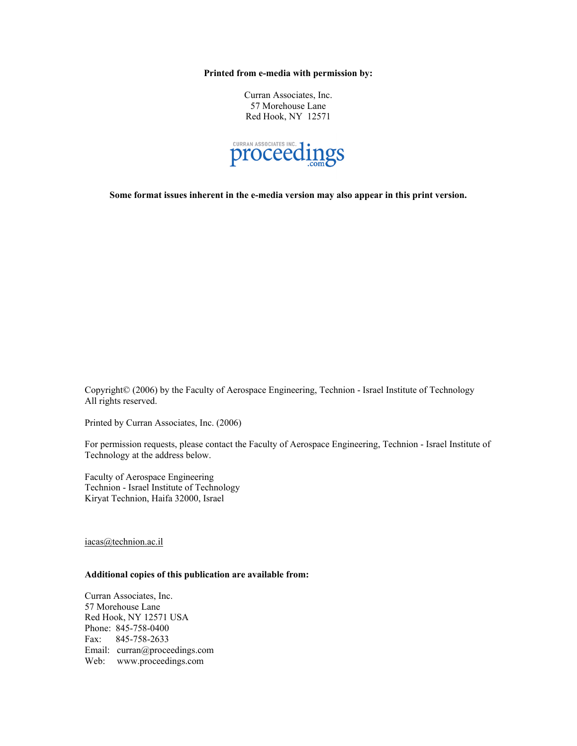**Printed from e-media with permission by:**

Curran Associates, Inc.
57 Morehouse Lane
Red Hook, NY 12571

CURRAN ASSOCIATES INC. proceedings.com

**Some format issues inherent in the e-media version may also appear in this print version.**

Copyright© (2006) by the Faculty of Aerospace Engineering, Technion - Israel Institute of Technology
All rights reserved.

Printed by Curran Associates, Inc. (2006)

For permission requests, please contact the Faculty of Aerospace Engineering, Technion - Israel Institute of Technology at the address below.

Faculty of Aerospace Engineering
Technion - Israel Institute of Technology
Kiryat Technion, Haifa 32000, Israel

iacas@technion.ac.il

**Additional copies of this publication are available from:**

Curran Associates, Inc.
57 Morehouse Lane
Red Hook, NY 12571 USA
Phone: 845-758-0400
Fax: 845-758-2633
Email: curran@proceedings.com
Web: www.proceedings.com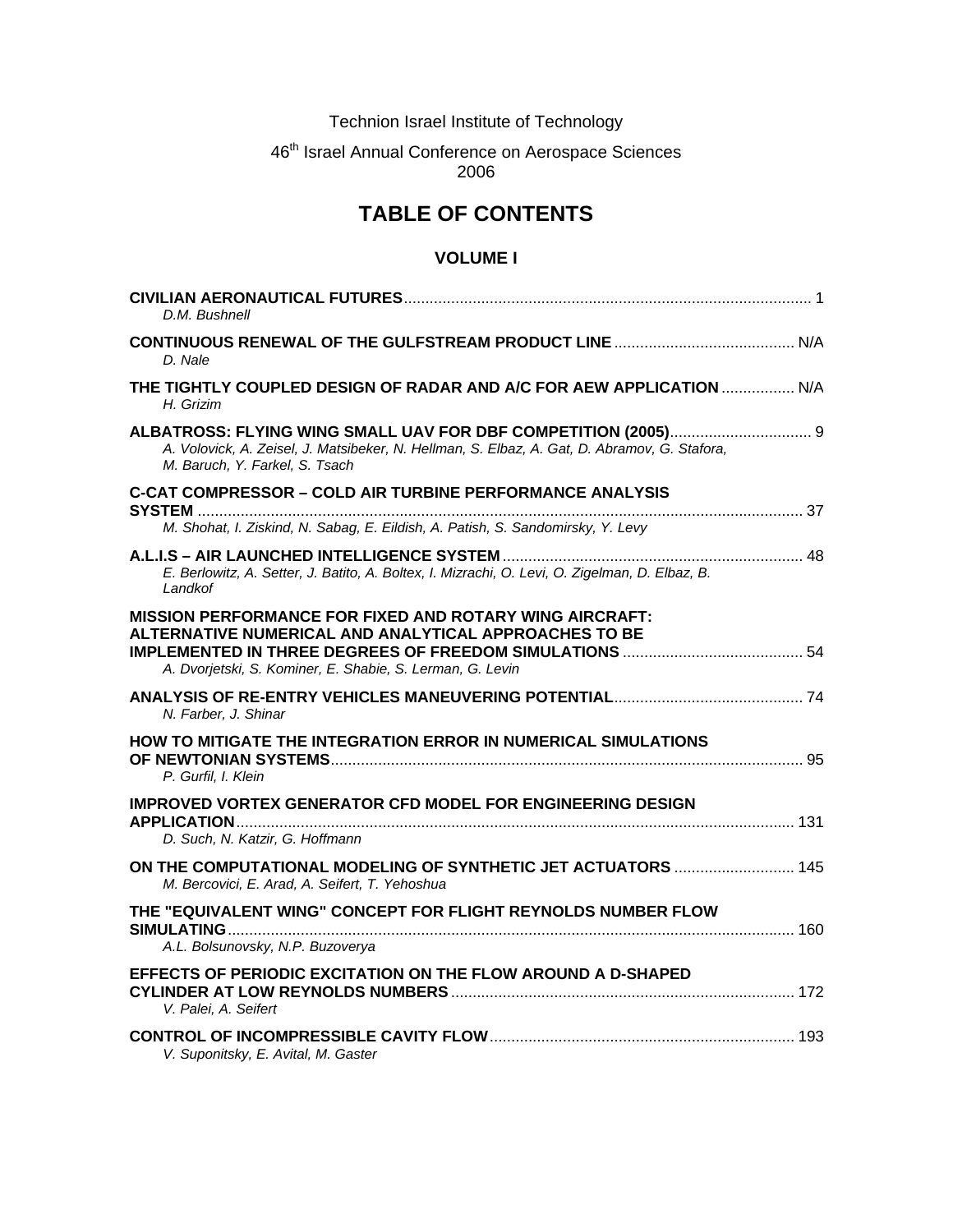Technion Israel Institute of Technology

46th Israel Annual Conference on Aerospace Sciences
2006

# TABLE OF CONTENTS

## VOLUME I

**CIVILIAN AERONAUTICAL FUTURES** ..... 1
*D.M. Bushnell*

**CONTINUOUS RENEWAL OF THE GULFSTREAM PRODUCT LINE** ..... N/A
*D. Nale*

**THE TIGHTLY COUPLED DESIGN OF RADAR AND A/C FOR AEW APPLICATION** ..... N/A
*H. Grizim*

**ALBATROSS: FLYING WING SMALL UAV FOR DBF COMPETITION (2005)** ..... 9
*A. Volovick, A. Zeisel, J. Matsibeker, N. Hellman, S. Elbaz, A. Gat, D. Abramov, G. Stafora, M. Baruch, Y. Farkel, S. Tsach*

**C-CAT COMPRESSOR – COLD AIR TURBINE PERFORMANCE ANALYSIS SYSTEM** ..... 37
*M. Shohat, I. Ziskind, N. Sabag, E. Eildish, A. Patish, S. Sandomirsky, Y. Levy*

**A.L.I.S – AIR LAUNCHED INTELLIGENCE SYSTEM** ..... 48
*E. Berlowitz, A. Setter, J. Batito, A. Boltex, I. Mizrachi, O. Levi, O. Zigelman, D. Elbaz, B. Landkof*

**MISSION PERFORMANCE FOR FIXED AND ROTARY WING AIRCRAFT: ALTERNATIVE NUMERICAL AND ANALYTICAL APPROACHES TO BE IMPLEMENTED IN THREE DEGREES OF FREEDOM SIMULATIONS** ..... 54
*A. Dvorjetski, S. Kominer, E. Shabie, S. Lerman, G. Levin*

**ANALYSIS OF RE-ENTRY VEHICLES MANEUVERING POTENTIAL** ..... 74
*N. Farber, J. Shinar*

**HOW TO MITIGATE THE INTEGRATION ERROR IN NUMERICAL SIMULATIONS OF NEWTONIAN SYSTEMS** ..... 95
*P. Gurfil, I. Klein*

**IMPROVED VORTEX GENERATOR CFD MODEL FOR ENGINEERING DESIGN APPLICATION** ..... 131
*D. Such, N. Katzir, G. Hoffmann*

**ON THE COMPUTATIONAL MODELING OF SYNTHETIC JET ACTUATORS** ..... 145
*M. Bercovici, E. Arad, A. Seifert, T. Yehoshua*

**THE "EQUIVALENT WING" CONCEPT FOR FLIGHT REYNOLDS NUMBER FLOW SIMULATING** ..... 160
*A.L. Bolsunovsky, N.P. Buzoverya*

**EFFECTS OF PERIODIC EXCITATION ON THE FLOW AROUND A D-SHAPED CYLINDER AT LOW REYNOLDS NUMBERS** ..... 172
*V. Palei, A. Seifert*

**CONTROL OF INCOMPRESSIBLE CAVITY FLOW** ..... 193
*V. Suponitsky, E. Avital, M. Gaster*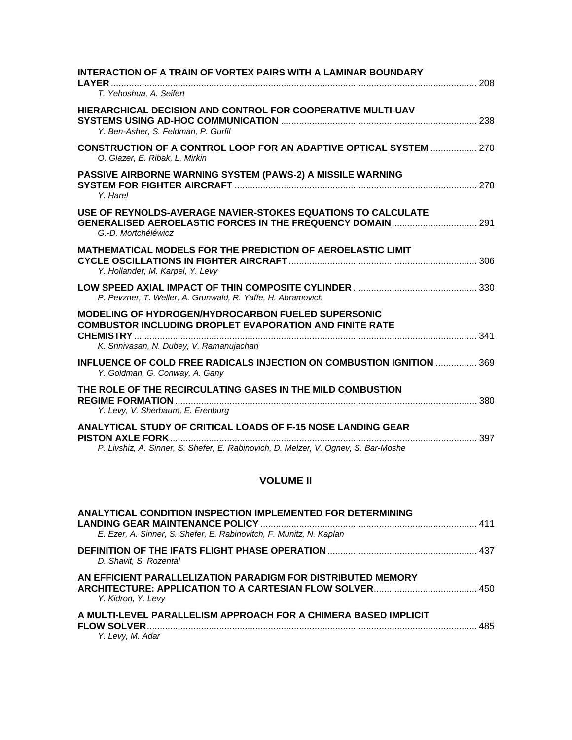**INTERACTION OF A TRAIN OF VORTEX PAIRS WITH A LAMINAR BOUNDARY LAYER** ........ 208
*T. Yehoshua, A. Seifert*

**HIERARCHICAL DECISION AND CONTROL FOR COOPERATIVE MULTI-UAV SYSTEMS USING AD-HOC COMMUNICATION** ........ 238
*Y. Ben-Asher, S. Feldman, P. Gurfil*

**CONSTRUCTION OF A CONTROL LOOP FOR AN ADAPTIVE OPTICAL SYSTEM** ........ 270
*O. Glazer, E. Ribak, L. Mirkin*

**PASSIVE AIRBORNE WARNING SYSTEM (PAWS-2) A MISSILE WARNING SYSTEM FOR FIGHTER AIRCRAFT** ........ 278
*Y. Harel*

**USE OF REYNOLDS-AVERAGE NAVIER-STOKES EQUATIONS TO CALCULATE GENERALISED AEROELASTIC FORCES IN THE FREQUENCY DOMAIN** ........ 291
*G.-D. Mortchéléwicz*

**MATHEMATICAL MODELS FOR THE PREDICTION OF AEROELASTIC LIMIT CYCLE OSCILLATIONS IN FIGHTER AIRCRAFT** ........ 306
*Y. Hollander, M. Karpel, Y. Levy*

**LOW SPEED AXIAL IMPACT OF THIN COMPOSITE CYLINDER** ........ 330
*P. Pevzner, T. Weller, A. Grunwald, R. Yaffe, H. Abramovich*

**MODELING OF HYDROGEN/HYDROCARBON FUELED SUPERSONIC COMBUSTOR INCLUDING DROPLET EVAPORATION AND FINITE RATE CHEMISTRY** ........ 341
*K. Srinivasan, N. Dubey, V. Ramanujachari*

**INFLUENCE OF COLD FREE RADICALS INJECTION ON COMBUSTION IGNITION** ........ 369
*Y. Goldman, G. Conway, A. Gany*

**THE ROLE OF THE RECIRCULATING GASES IN THE MILD COMBUSTION REGIME FORMATION** ........ 380
*Y. Levy, V. Sherbaum, E. Erenburg*

**ANALYTICAL STUDY OF CRITICAL LOADS OF F-15 NOSE LANDING GEAR PISTON AXLE FORK** ........ 397
*P. Livshiz, A. Sinner, S. Shefer, E. Rabinovich, D. Melzer, V. Ognev, S. Bar-Moshe*

## VOLUME II

**ANALYTICAL CONDITION INSPECTION IMPLEMENTED FOR DETERMINING LANDING GEAR MAINTENANCE POLICY** ........ 411
*E. Ezer, A. Sinner, S. Shefer, E. Rabinovitch, F. Munitz, N. Kaplan*

**DEFINITION OF THE IFATS FLIGHT PHASE OPERATION** ........ 437
*D. Shavit, S. Rozental*

**AN EFFICIENT PARALLELIZATION PARADIGM FOR DISTRIBUTED MEMORY ARCHITECTURE: APPLICATION TO A CARTESIAN FLOW SOLVER** ........ 450
*Y. Kidron, Y. Levy*

**A MULTI-LEVEL PARALLELISM APPROACH FOR A CHIMERA BASED IMPLICIT FLOW SOLVER** ........ 485
*Y. Levy, M. Adar*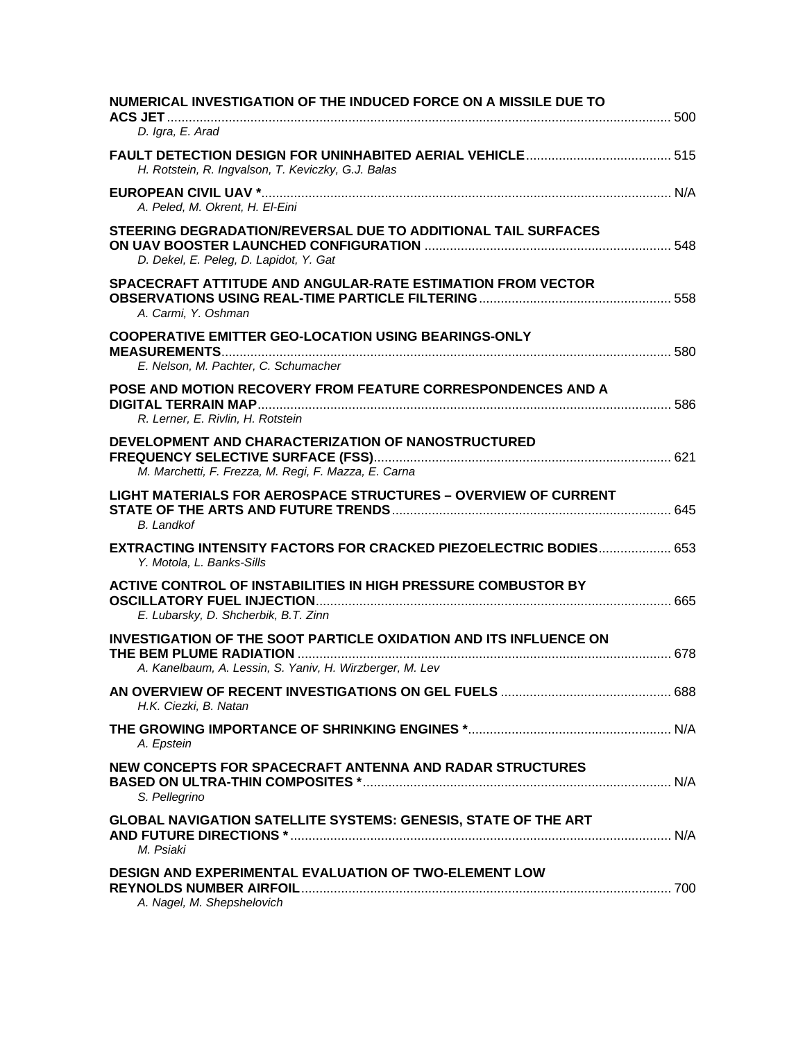**NUMERICAL INVESTIGATION OF THE INDUCED FORCE ON A MISSILE DUE TO ACS JET** .......... 500
*D. Igra, E. Arad*

**FAULT DETECTION DESIGN FOR UNINHABITED AERIAL VEHICLE** .......... 515
*H. Rotstein, R. Ingvalson, T. Keviczky, G.J. Balas*

**EUROPEAN CIVIL UAV *** .......... N/A
*A. Peled, M. Okrent, H. El-Eini*

**STEERING DEGRADATION/REVERSAL DUE TO ADDITIONAL TAIL SURFACES ON UAV BOOSTER LAUNCHED CONFIGURATION** .......... 548
*D. Dekel, E. Peleg, D. Lapidot, Y. Gat*

**SPACECRAFT ATTITUDE AND ANGULAR-RATE ESTIMATION FROM VECTOR OBSERVATIONS USING REAL-TIME PARTICLE FILTERING** .......... 558
*A. Carmi, Y. Oshman*

**COOPERATIVE EMITTER GEO-LOCATION USING BEARINGS-ONLY MEASUREMENTS** .......... 580
*E. Nelson, M. Pachter, C. Schumacher*

**POSE AND MOTION RECOVERY FROM FEATURE CORRESPONDENCES AND A DIGITAL TERRAIN MAP** .......... 586
*R. Lerner, E. Rivlin, H. Rotstein*

**DEVELOPMENT AND CHARACTERIZATION OF NANOSTRUCTURED FREQUENCY SELECTIVE SURFACE (FSS)** .......... 621
*M. Marchetti, F. Frezza, M. Regi, F. Mazza, E. Carna*

**LIGHT MATERIALS FOR AEROSPACE STRUCTURES – OVERVIEW OF CURRENT STATE OF THE ARTS AND FUTURE TRENDS** .......... 645
*B. Landkof*

**EXTRACTING INTENSITY FACTORS FOR CRACKED PIEZOELECTRIC BODIES** .......... 653
*Y. Motola, L. Banks-Sills*

**ACTIVE CONTROL OF INSTABILITIES IN HIGH PRESSURE COMBUSTOR BY OSCILLATORY FUEL INJECTION** .......... 665
*E. Lubarsky, D. Shcherbik, B.T. Zinn*

**INVESTIGATION OF THE SOOT PARTICLE OXIDATION AND ITS INFLUENCE ON THE BEM PLUME RADIATION** .......... 678
*A. Kanelbaum, A. Lessin, S. Yaniv, H. Wirzberger, M. Lev*

**AN OVERVIEW OF RECENT INVESTIGATIONS ON GEL FUELS** .......... 688
*H.K. Ciezki, B. Natan*

**THE GROWING IMPORTANCE OF SHRINKING ENGINES *** .......... N/A
*A. Epstein*

**NEW CONCEPTS FOR SPACECRAFT ANTENNA AND RADAR STRUCTURES BASED ON ULTRA-THIN COMPOSITES *** .......... N/A
*S. Pellegrino*

**GLOBAL NAVIGATION SATELLITE SYSTEMS: GENESIS, STATE OF THE ART AND FUTURE DIRECTIONS *** .......... N/A
*M. Psiaki*

**DESIGN AND EXPERIMENTAL EVALUATION OF TWO-ELEMENT LOW REYNOLDS NUMBER AIRFOIL** .......... 700
*A. Nagel, M. Shepshelovich*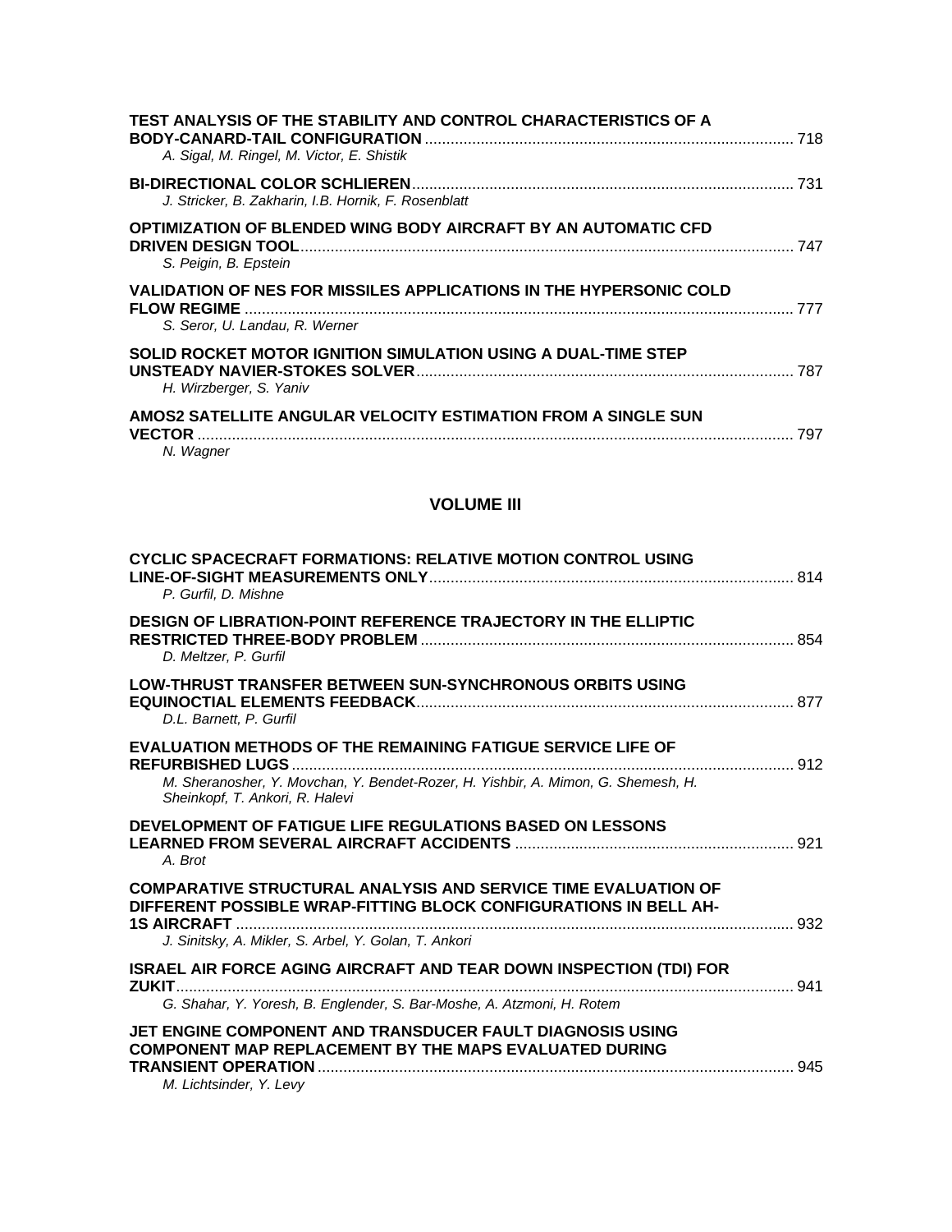**TEST ANALYSIS OF THE STABILITY AND CONTROL CHARACTERISTICS OF A BODY-CANARD-TAIL CONFIGURATION** ........ 718
*A. Sigal, M. Ringel, M. Victor, E. Shistik*

**BI-DIRECTIONAL COLOR SCHLIEREN** ........ 731
*J. Stricker, B. Zakharin, I.B. Hornik, F. Rosenblatt*

**OPTIMIZATION OF BLENDED WING BODY AIRCRAFT BY AN AUTOMATIC CFD DRIVEN DESIGN TOOL** ........ 747
*S. Peigin, B. Epstein*

**VALIDATION OF NES FOR MISSILES APPLICATIONS IN THE HYPERSONIC COLD FLOW REGIME** ........ 777
*S. Seror, U. Landau, R. Werner*

**SOLID ROCKET MOTOR IGNITION SIMULATION USING A DUAL-TIME STEP UNSTEADY NAVIER-STOKES SOLVER** ........ 787
*H. Wirzberger, S. Yaniv*

**AMOS2 SATELLITE ANGULAR VELOCITY ESTIMATION FROM A SINGLE SUN VECTOR** ........ 797
*N. Wagner*

## VOLUME III

**CYCLIC SPACECRAFT FORMATIONS: RELATIVE MOTION CONTROL USING LINE-OF-SIGHT MEASUREMENTS ONLY** ........ 814
*P. Gurfil, D. Mishne*

**DESIGN OF LIBRATION-POINT REFERENCE TRAJECTORY IN THE ELLIPTIC RESTRICTED THREE-BODY PROBLEM** ........ 854
*D. Meltzer, P. Gurfil*

**LOW-THRUST TRANSFER BETWEEN SUN-SYNCHRONOUS ORBITS USING EQUINOCTIAL ELEMENTS FEEDBACK** ........ 877
*D.L. Barnett, P. Gurfil*

**EVALUATION METHODS OF THE REMAINING FATIGUE SERVICE LIFE OF REFURBISHED LUGS** ........ 912
*M. Sheranosher, Y. Movchan, Y. Bendet-Rozer, H. Yishbir, A. Mimon, G. Shemesh, H. Sheinkopf, T. Ankori, R. Halevi*

**DEVELOPMENT OF FATIGUE LIFE REGULATIONS BASED ON LESSONS LEARNED FROM SEVERAL AIRCRAFT ACCIDENTS** ........ 921
*A. Brot*

**COMPARATIVE STRUCTURAL ANALYSIS AND SERVICE TIME EVALUATION OF DIFFERENT POSSIBLE WRAP-FITTING BLOCK CONFIGURATIONS IN BELL AH-1S AIRCRAFT** ........ 932
*J. Sinitsky, A. Mikler, S. Arbel, Y. Golan, T. Ankori*

**ISRAEL AIR FORCE AGING AIRCRAFT AND TEAR DOWN INSPECTION (TDI) FOR ZUKIT** ........ 941
*G. Shahar, Y. Yoresh, B. Englender, S. Bar-Moshe, A. Atzmoni, H. Rotem*

**JET ENGINE COMPONENT AND TRANSDUCER FAULT DIAGNOSIS USING COMPONENT MAP REPLACEMENT BY THE MAPS EVALUATED DURING TRANSIENT OPERATION** ........ 945
*M. Lichtsinder, Y. Levy*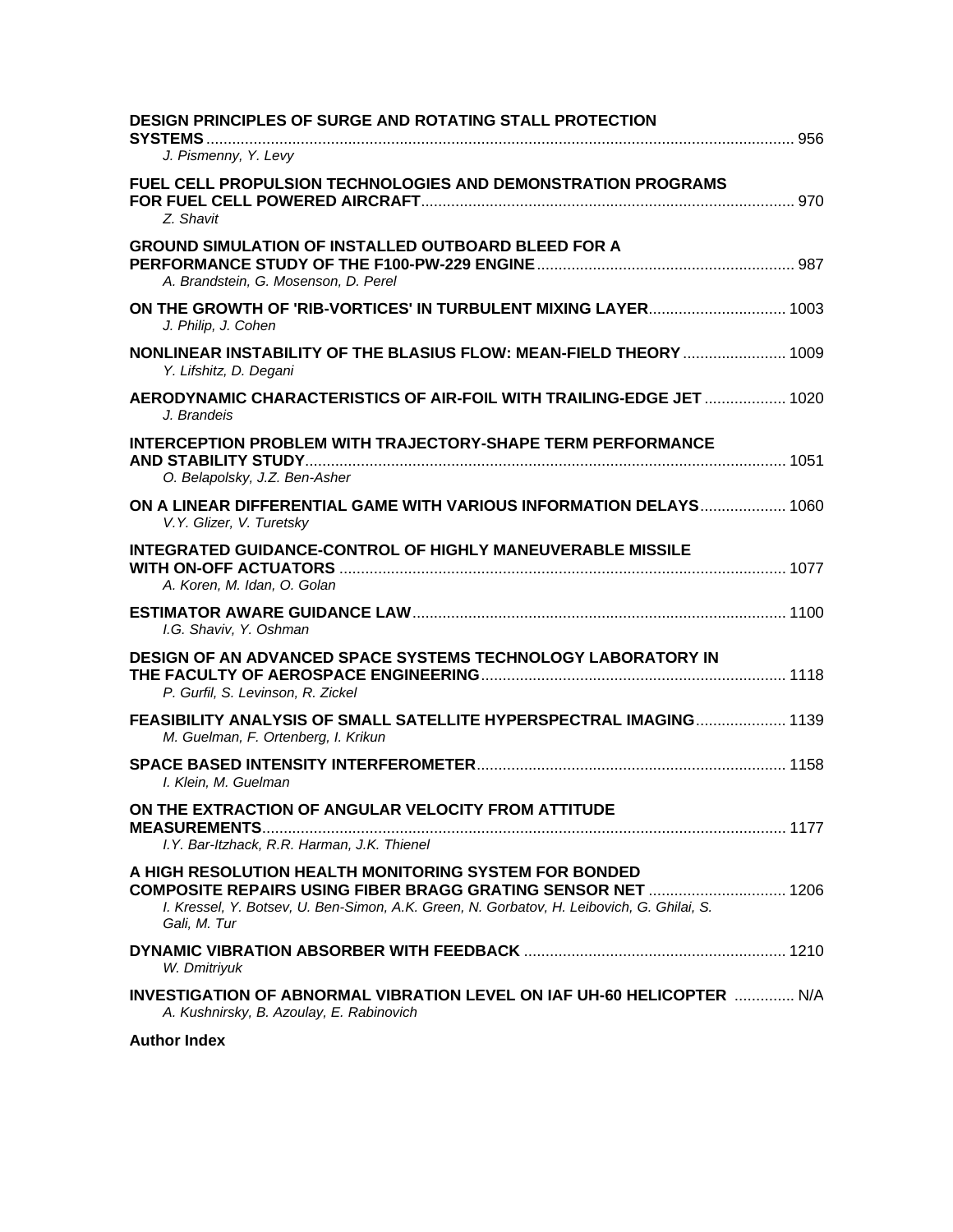**DESIGN PRINCIPLES OF SURGE AND ROTATING STALL PROTECTION SYSTEMS** ........ 956
*J. Pismenny, Y. Levy*

**FUEL CELL PROPULSION TECHNOLOGIES AND DEMONSTRATION PROGRAMS FOR FUEL CELL POWERED AIRCRAFT** ........ 970
*Z. Shavit*

**GROUND SIMULATION OF INSTALLED OUTBOARD BLEED FOR A PERFORMANCE STUDY OF THE F100-PW-229 ENGINE** ........ 987
*A. Brandstein, G. Mosenson, D. Perel*

**ON THE GROWTH OF 'RIB-VORTICES' IN TURBULENT MIXING LAYER** ........ 1003
*J. Philip, J. Cohen*

**NONLINEAR INSTABILITY OF THE BLASIUS FLOW: MEAN-FIELD THEORY** ........ 1009
*Y. Lifshitz, D. Degani*

**AERODYNAMIC CHARACTERISTICS OF AIR-FOIL WITH TRAILING-EDGE JET** ........ 1020
*J. Brandeis*

**INTERCEPTION PROBLEM WITH TRAJECTORY-SHAPE TERM PERFORMANCE AND STABILITY STUDY** ........ 1051
*O. Belapolsky, J.Z. Ben-Asher*

**ON A LINEAR DIFFERENTIAL GAME WITH VARIOUS INFORMATION DELAYS** ........ 1060
*V.Y. Glizer, V. Turetsky*

**INTEGRATED GUIDANCE-CONTROL OF HIGHLY MANEUVERABLE MISSILE WITH ON-OFF ACTUATORS** ........ 1077
*A. Koren, M. Idan, O. Golan*

**ESTIMATOR AWARE GUIDANCE LAW** ........ 1100
*I.G. Shaviv, Y. Oshman*

**DESIGN OF AN ADVANCED SPACE SYSTEMS TECHNOLOGY LABORATORY IN THE FACULTY OF AEROSPACE ENGINEERING** ........ 1118
*P. Gurfil, S. Levinson, R. Zickel*

**FEASIBILITY ANALYSIS OF SMALL SATELLITE HYPERSPECTRAL IMAGING** ........ 1139
*M. Guelman, F. Ortenberg, I. Krikun*

**SPACE BASED INTENSITY INTERFEROMETER** ........ 1158
*I. Klein, M. Guelman*

**ON THE EXTRACTION OF ANGULAR VELOCITY FROM ATTITUDE MEASUREMENTS** ........ 1177
*I.Y. Bar-Itzhack, R.R. Harman, J.K. Thienel*

**A HIGH RESOLUTION HEALTH MONITORING SYSTEM FOR BONDED COMPOSITE REPAIRS USING FIBER BRAGG GRATING SENSOR NET** ........ 1206
*I. Kressel, Y. Botsev, U. Ben-Simon, A.K. Green, N. Gorbatov, H. Leibovich, G. Ghilai, S. Gali, M. Tur*

**DYNAMIC VIBRATION ABSORBER WITH FEEDBACK** ........ 1210
*W. Dmitriyuk*

**INVESTIGATION OF ABNORMAL VIBRATION LEVEL ON IAF UH-60 HELICOPTER** ........ N/A
*A. Kushnirsky, B. Azoulay, E. Rabinovich*

**Author Index**